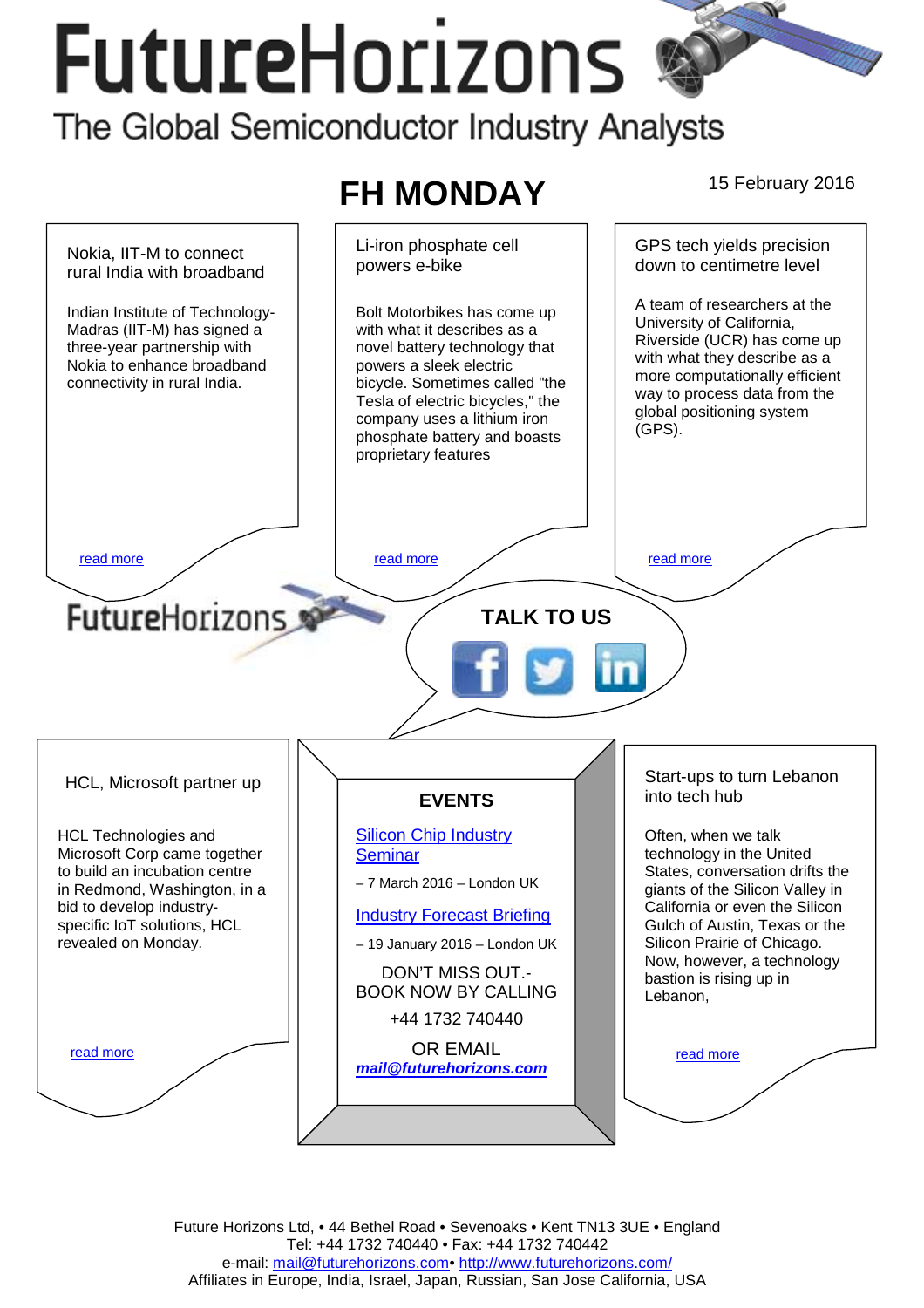# FutureHorizons

The Global Semiconductor Industry Analysts

## FH MONDAY

15 February 2016

### Nokia, IIT-M to connect rural India with broadband

Indian Institute of Technology-Madras (IIT-M) has signed a three-year partnership with Nokia to enhance broadband connectivity in rural India.

read more

### Li-iron phosphate cell powers e-bike

Bolt Motorbikes has come up with what it describes as a novel battery technology that powers a sleek electric bicycle. Sometimes called "the Tesla of electric bicycles," the company uses a lithium iron phosphate battery and boasts proprietary features

read more

### GPS tech yields precision down to centimetre level

A team of researchers at the University of California, Riverside (UCR) has come up with what they describe as a more computationally efficient way to process data from the global positioning system (GPS).

read more

FutureHorizons

**TALK TO US**

### HCL, Microsoft partner up

HCL Technologies and Microsoft Corp came together to build an incubation centre in Redmond, Washington, in a bid to develop industry-specific IoT solutions, HCL revealed on Monday.

read more

### EVENTS

Silicon Chip Industry Seminar

– 7 March 2016 – London UK

Industry Forecast Briefing

– 19 January 2016 – London UK

DON'T MISS OUT.-
BOOK NOW BY CALLING

+44 1732 740440

OR EMAIL

***mail@futurehorizons.com***

### Start-ups to turn Lebanon into tech hub

Often, when we talk technology in the United States, conversation drifts the giants of the Silicon Valley in California or even the Silicon Gulch of Austin, Texas or the Silicon Prairie of Chicago. Now, however, a technology bastion is rising up in Lebanon,

read more

Future Horizons Ltd, • 44 Bethel Road • Sevenoaks • Kent TN13 3UE • England
Tel: +44 1732 740440 • Fax: +44 1732 740442
e-mail: mail@futurehorizons.com• http://www.futurehorizons.com/
Affiliates in Europe, India, Israel, Japan, Russian, San Jose California, USA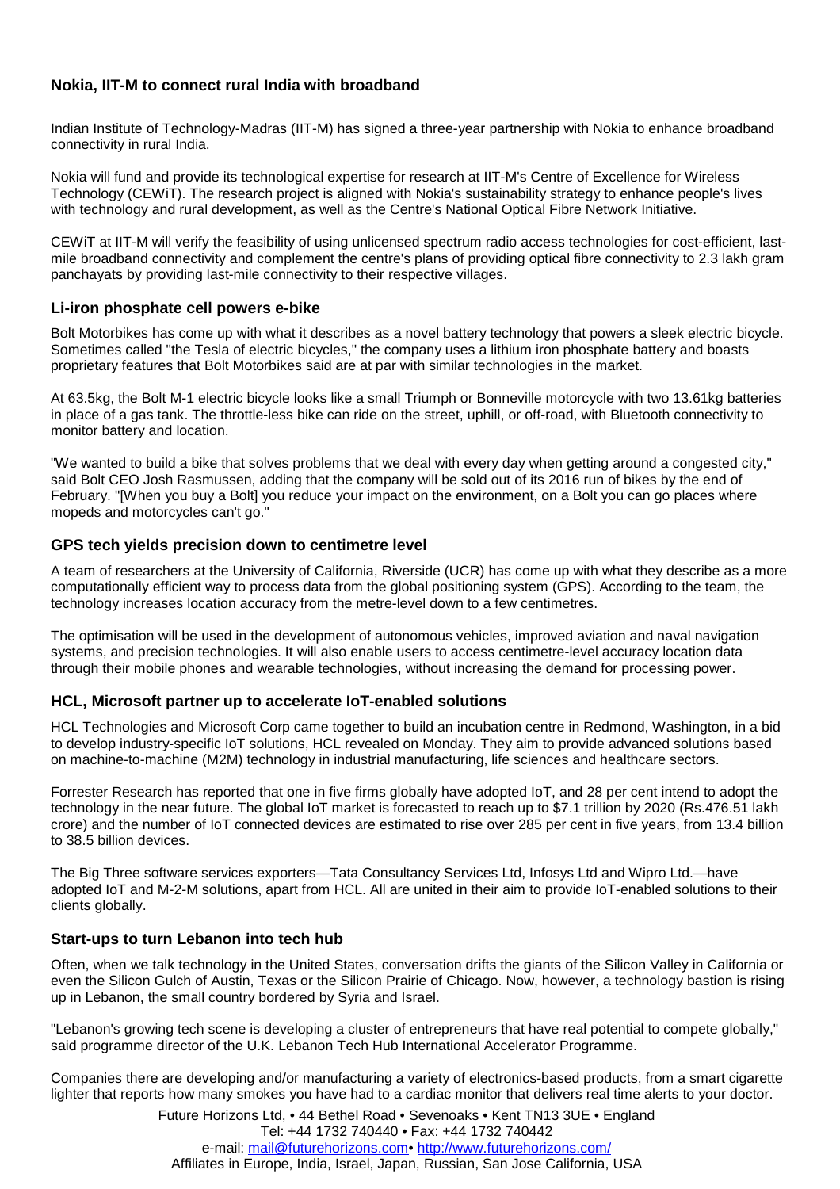## Nokia, IIT-M to connect rural India with broadband

Indian Institute of Technology-Madras (IIT-M) has signed a three-year partnership with Nokia to enhance broadband connectivity in rural India.

Nokia will fund and provide its technological expertise for research at IIT-M's Centre of Excellence for Wireless Technology (CEWiT). The research project is aligned with Nokia's sustainability strategy to enhance people's lives with technology and rural development, as well as the Centre's National Optical Fibre Network Initiative.

CEWiT at IIT-M will verify the feasibility of using unlicensed spectrum radio access technologies for cost-efficient, last-mile broadband connectivity and complement the centre's plans of providing optical fibre connectivity to 2.3 lakh gram panchayats by providing last-mile connectivity to their respective villages.

## Li-iron phosphate cell powers e-bike

Bolt Motorbikes has come up with what it describes as a novel battery technology that powers a sleek electric bicycle. Sometimes called "the Tesla of electric bicycles," the company uses a lithium iron phosphate battery and boasts proprietary features that Bolt Motorbikes said are at par with similar technologies in the market.

At 63.5kg, the Bolt M-1 electric bicycle looks like a small Triumph or Bonneville motorcycle with two 13.61kg batteries in place of a gas tank. The throttle-less bike can ride on the street, uphill, or off-road, with Bluetooth connectivity to monitor battery and location.

"We wanted to build a bike that solves problems that we deal with every day when getting around a congested city," said Bolt CEO Josh Rasmussen, adding that the company will be sold out of its 2016 run of bikes by the end of February. "[When you buy a Bolt] you reduce your impact on the environment, on a Bolt you can go places where mopeds and motorcycles can't go."

## GPS tech yields precision down to centimetre level

A team of researchers at the University of California, Riverside (UCR) has come up with what they describe as a more computationally efficient way to process data from the global positioning system (GPS). According to the team, the technology increases location accuracy from the metre-level down to a few centimetres.

The optimisation will be used in the development of autonomous vehicles, improved aviation and naval navigation systems, and precision technologies. It will also enable users to access centimetre-level accuracy location data through their mobile phones and wearable technologies, without increasing the demand for processing power.

## HCL, Microsoft partner up to accelerate IoT-enabled solutions

HCL Technologies and Microsoft Corp came together to build an incubation centre in Redmond, Washington, in a bid to develop industry-specific IoT solutions, HCL revealed on Monday. They aim to provide advanced solutions based on machine-to-machine (M2M) technology in industrial manufacturing, life sciences and healthcare sectors.

Forrester Research has reported that one in five firms globally have adopted IoT, and 28 per cent intend to adopt the technology in the near future. The global IoT market is forecasted to reach up to $7.1 trillion by 2020 (Rs.476.51 lakh crore) and the number of IoT connected devices are estimated to rise over 285 per cent in five years, from 13.4 billion to 38.5 billion devices.

The Big Three software services exporters—Tata Consultancy Services Ltd, Infosys Ltd and Wipro Ltd.—have adopted IoT and M-2-M solutions, apart from HCL. All are united in their aim to provide IoT-enabled solutions to their clients globally.

## Start-ups to turn Lebanon into tech hub

Often, when we talk technology in the United States, conversation drifts the giants of the Silicon Valley in California or even the Silicon Gulch of Austin, Texas or the Silicon Prairie of Chicago. Now, however, a technology bastion is rising up in Lebanon, the small country bordered by Syria and Israel.

"Lebanon's growing tech scene is developing a cluster of entrepreneurs that have real potential to compete globally," said programme director of the U.K. Lebanon Tech Hub International Accelerator Programme.

Companies there are developing and/or manufacturing a variety of electronics-based products, from a smart cigarette lighter that reports how many smokes you have had to a cardiac monitor that delivers real time alerts to your doctor.

Future Horizons Ltd, • 44 Bethel Road • Sevenoaks • Kent TN13 3UE • England
Tel: +44 1732 740440 • Fax: +44 1732 740442
e-mail: mail@futurehorizons.com• http://www.futurehorizons.com/
Affiliates in Europe, India, Israel, Japan, Russian, San Jose California, USA